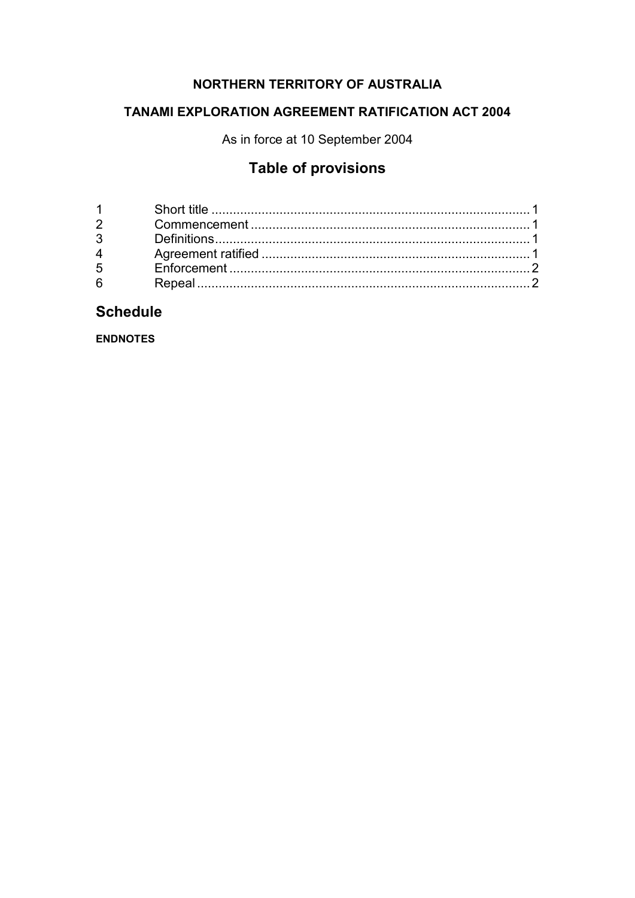**NORTHERN TERRITORY OF AUSTRALIA**

**TANAMI EXPLORATION AGREEMENT RATIFICATION ACT 2004**

As in force at 10 September 2004

## Table of provisions

| | | |
|---|---|---|
| 1 | Short title | 1 |
| 2 | Commencement | 1 |
| 3 | Definitions | 1 |
| 4 | Agreement ratified | 1 |
| 5 | Enforcement | 2 |
| 6 | Repeal | 2 |

## Schedule

**ENDNOTES**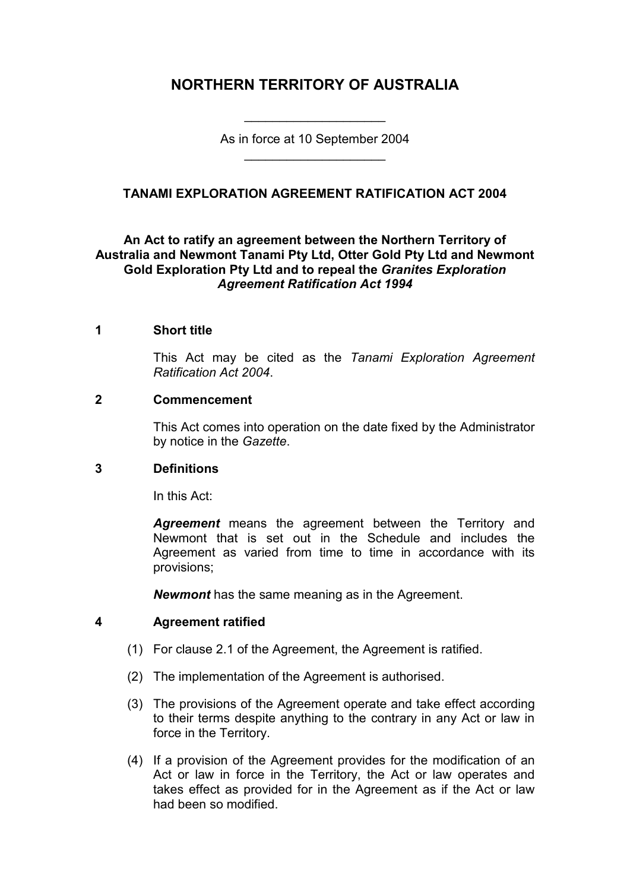# NORTHERN TERRITORY OF AUSTRALIA

As in force at 10 September 2004

## TANAMI EXPLORATION AGREEMENT RATIFICATION ACT 2004

**An Act to ratify an agreement between the Northern Territory of Australia and Newmont Tanami Pty Ltd, Otter Gold Pty Ltd and Newmont Gold Exploration Pty Ltd and to repeal the *Granites Exploration Agreement Ratification Act 1994***

### 1 Short title

This Act may be cited as the *Tanami Exploration Agreement Ratification Act 2004*.

### 2 Commencement

This Act comes into operation on the date fixed by the Administrator by notice in the *Gazette*.

### 3 Definitions

In this Act:

***Agreement*** means the agreement between the Territory and Newmont that is set out in the Schedule and includes the Agreement as varied from time to time in accordance with its provisions;

***Newmont*** has the same meaning as in the Agreement.

### 4 Agreement ratified

(1) For clause 2.1 of the Agreement, the Agreement is ratified.

(2) The implementation of the Agreement is authorised.

(3) The provisions of the Agreement operate and take effect according to their terms despite anything to the contrary in any Act or law in force in the Territory.

(4) If a provision of the Agreement provides for the modification of an Act or law in force in the Territory, the Act or law operates and takes effect as provided for in the Agreement as if the Act or law had been so modified.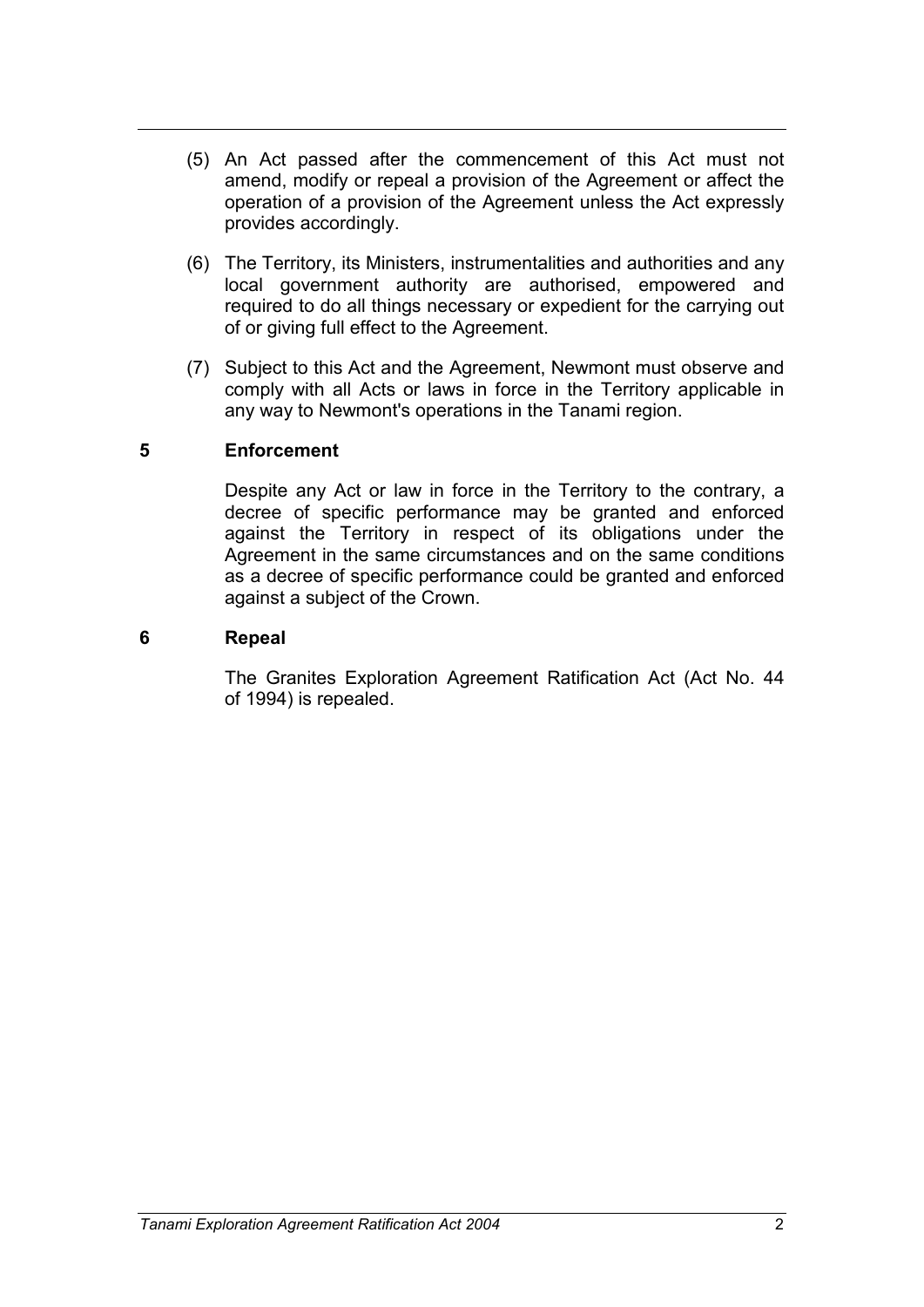(5) An Act passed after the commencement of this Act must not amend, modify or repeal a provision of the Agreement or affect the operation of a provision of the Agreement unless the Act expressly provides accordingly.

(6) The Territory, its Ministers, instrumentalities and authorities and any local government authority are authorised, empowered and required to do all things necessary or expedient for the carrying out of or giving full effect to the Agreement.

(7) Subject to this Act and the Agreement, Newmont must observe and comply with all Acts or laws in force in the Territory applicable in any way to Newmont's operations in the Tanami region.

## 5 Enforcement

Despite any Act or law in force in the Territory to the contrary, a decree of specific performance may be granted and enforced against the Territory in respect of its obligations under the Agreement in the same circumstances and on the same conditions as a decree of specific performance could be granted and enforced against a subject of the Crown.

## 6 Repeal

The Granites Exploration Agreement Ratification Act (Act No. 44 of 1994) is repealed.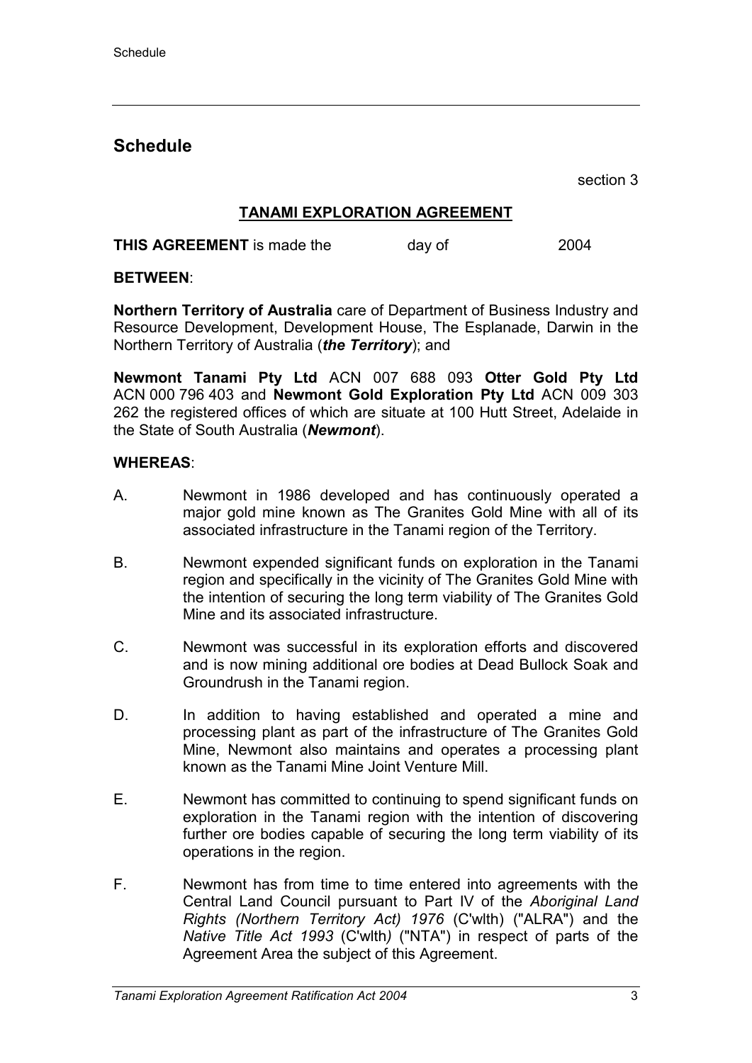## Schedule

section 3

**TANAMI EXPLORATION AGREEMENT**

**THIS AGREEMENT** is made the day of 2004

**BETWEEN**:

**Northern Territory of Australia** care of Department of Business Industry and Resource Development, Development House, The Esplanade, Darwin in the Northern Territory of Australia (***the Territory***); and

**Newmont Tanami Pty Ltd** ACN 007 688 093 **Otter Gold Pty Ltd** ACN 000 796 403 and **Newmont Gold Exploration Pty Ltd** ACN 009 303 262 the registered offices of which are situate at 100 Hutt Street, Adelaide in the State of South Australia (***Newmont***).

**WHEREAS**:

A. Newmont in 1986 developed and has continuously operated a major gold mine known as The Granites Gold Mine with all of its associated infrastructure in the Tanami region of the Territory.

B. Newmont expended significant funds on exploration in the Tanami region and specifically in the vicinity of The Granites Gold Mine with the intention of securing the long term viability of The Granites Gold Mine and its associated infrastructure.

C. Newmont was successful in its exploration efforts and discovered and is now mining additional ore bodies at Dead Bullock Soak and Groundrush in the Tanami region.

D. In addition to having established and operated a mine and processing plant as part of the infrastructure of The Granites Gold Mine, Newmont also maintains and operates a processing plant known as the Tanami Mine Joint Venture Mill.

E. Newmont has committed to continuing to spend significant funds on exploration in the Tanami region with the intention of discovering further ore bodies capable of securing the long term viability of its operations in the region.

F. Newmont has from time to time entered into agreements with the Central Land Council pursuant to Part IV of the *Aboriginal Land Rights (Northern Territory Act) 1976* (C'wlth) ("ALRA") and the *Native Title Act 1993* (C'wlth*)* ("NTA") in respect of parts of the Agreement Area the subject of this Agreement.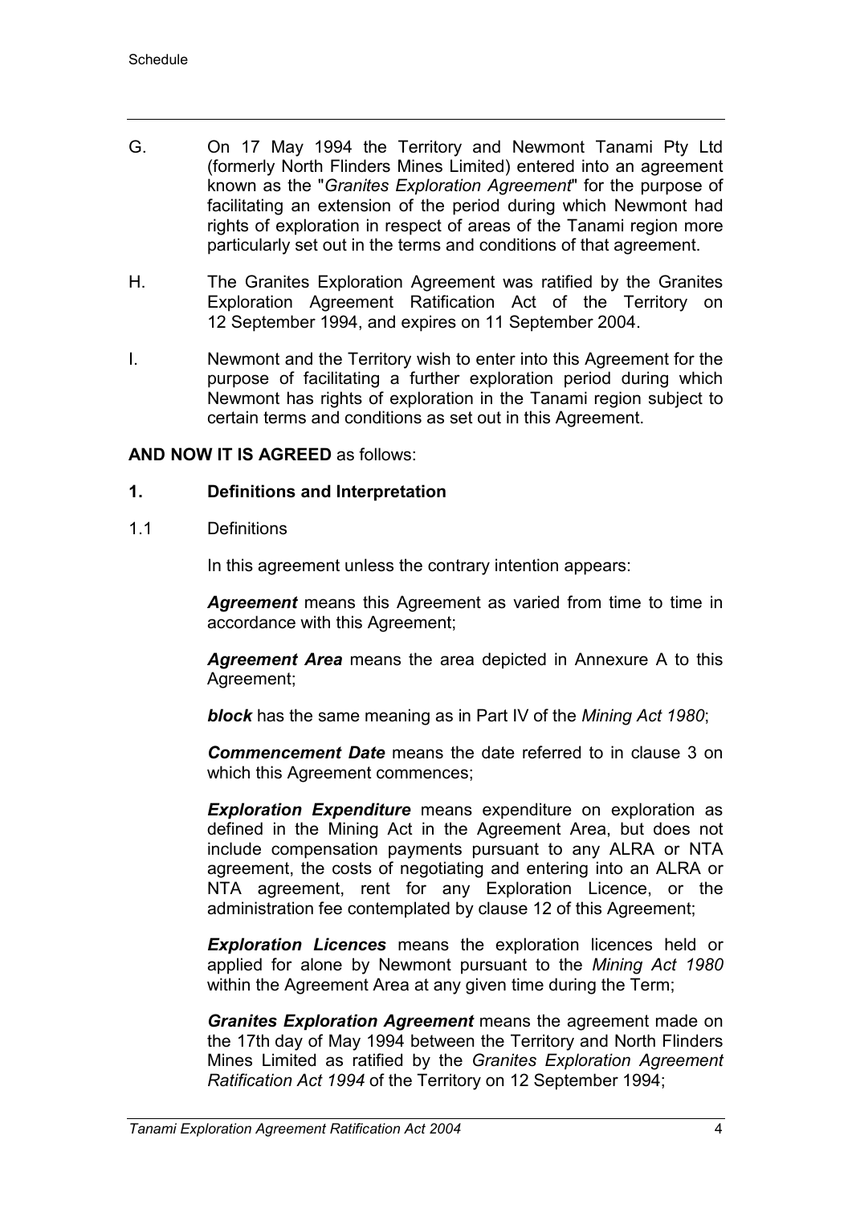G. On 17 May 1994 the Territory and Newmont Tanami Pty Ltd (formerly North Flinders Mines Limited) entered into an agreement known as the "*Granites Exploration Agreement*" for the purpose of facilitating an extension of the period during which Newmont had rights of exploration in respect of areas of the Tanami region more particularly set out in the terms and conditions of that agreement.

H. The Granites Exploration Agreement was ratified by the Granites Exploration Agreement Ratification Act of the Territory on 12 September 1994, and expires on 11 September 2004.

I. Newmont and the Territory wish to enter into this Agreement for the purpose of facilitating a further exploration period during which Newmont has rights of exploration in the Tanami region subject to certain terms and conditions as set out in this Agreement.

**AND NOW IT IS AGREED** as follows:

## 1. Definitions and Interpretation

1.1 Definitions

In this agreement unless the contrary intention appears:

***Agreement*** means this Agreement as varied from time to time in accordance with this Agreement;

***Agreement Area*** means the area depicted in Annexure A to this Agreement;

***block*** has the same meaning as in Part IV of the *Mining Act 1980*;

***Commencement Date*** means the date referred to in clause 3 on which this Agreement commences;

***Exploration Expenditure*** means expenditure on exploration as defined in the Mining Act in the Agreement Area, but does not include compensation payments pursuant to any ALRA or NTA agreement, the costs of negotiating and entering into an ALRA or NTA agreement, rent for any Exploration Licence, or the administration fee contemplated by clause 12 of this Agreement;

***Exploration Licences*** means the exploration licences held or applied for alone by Newmont pursuant to the *Mining Act 1980* within the Agreement Area at any given time during the Term;

***Granites Exploration Agreement*** means the agreement made on the 17th day of May 1994 between the Territory and North Flinders Mines Limited as ratified by the *Granites Exploration Agreement Ratification Act 1994* of the Territory on 12 September 1994;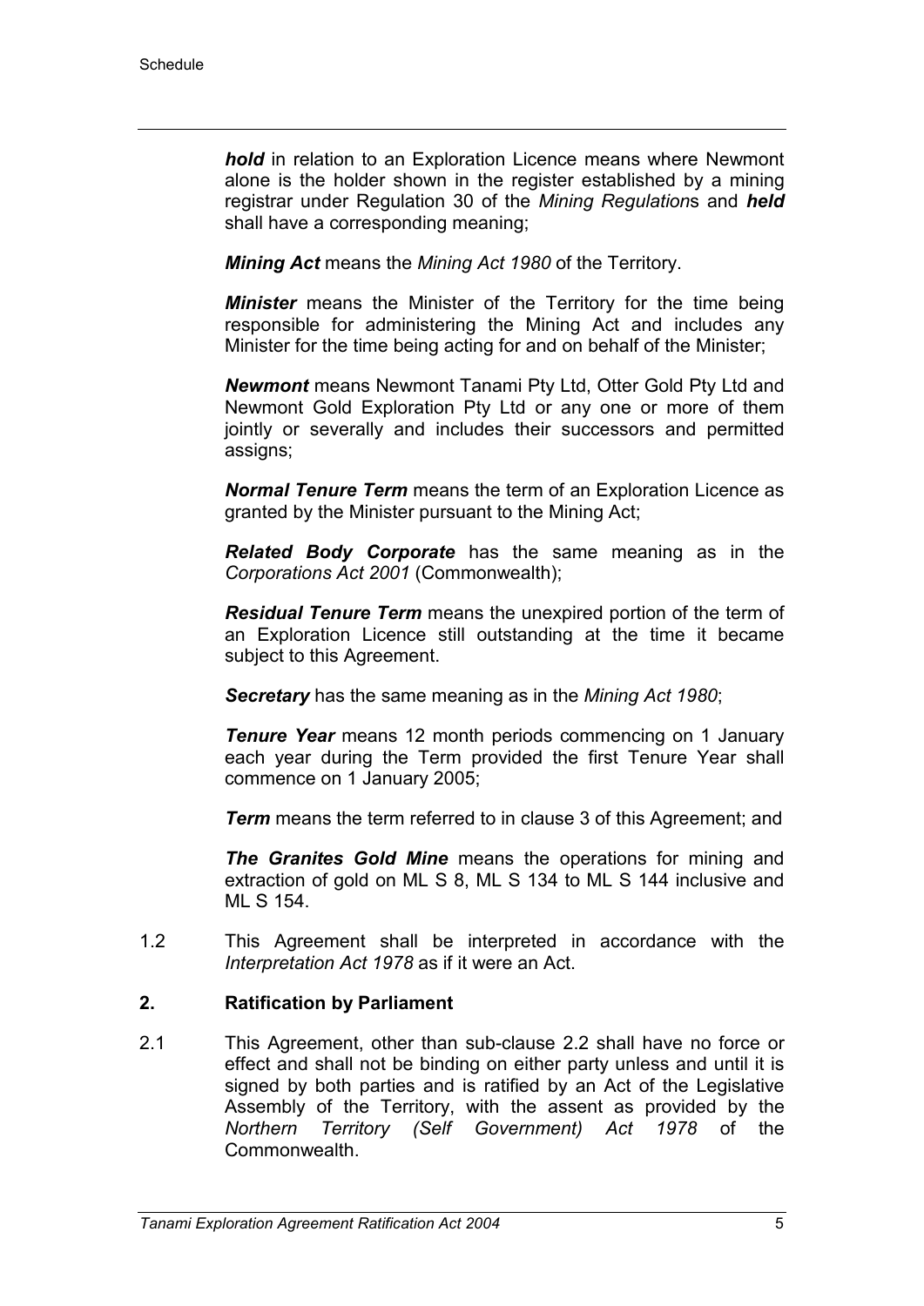***hold*** in relation to an Exploration Licence means where Newmont alone is the holder shown in the register established by a mining registrar under Regulation 30 of the *Mining Regulation*s and ***held*** shall have a corresponding meaning;

***Mining Act*** means the *Mining Act 1980* of the Territory.

***Minister*** means the Minister of the Territory for the time being responsible for administering the Mining Act and includes any Minister for the time being acting for and on behalf of the Minister;

***Newmont*** means Newmont Tanami Pty Ltd, Otter Gold Pty Ltd and Newmont Gold Exploration Pty Ltd or any one or more of them jointly or severally and includes their successors and permitted assigns;

***Normal Tenure Term*** means the term of an Exploration Licence as granted by the Minister pursuant to the Mining Act;

***Related Body Corporate*** has the same meaning as in the *Corporations Act 2001* (Commonwealth);

***Residual Tenure Term*** means the unexpired portion of the term of an Exploration Licence still outstanding at the time it became subject to this Agreement.

***Secretary*** has the same meaning as in the *Mining Act 1980*;

***Tenure Year*** means 12 month periods commencing on 1 January each year during the Term provided the first Tenure Year shall commence on 1 January 2005;

***Term*** means the term referred to in clause 3 of this Agreement; and

***The Granites Gold Mine*** means the operations for mining and extraction of gold on ML S 8, ML S 134 to ML S 144 inclusive and ML S 154.

1.2 This Agreement shall be interpreted in accordance with the *Interpretation Act 1978* as if it were an Act.

**2. Ratification by Parliament**

2.1 This Agreement, other than sub-clause 2.2 shall have no force or effect and shall not be binding on either party unless and until it is signed by both parties and is ratified by an Act of the Legislative Assembly of the Territory, with the assent as provided by the *Northern Territory (Self Government) Act 1978* of the Commonwealth.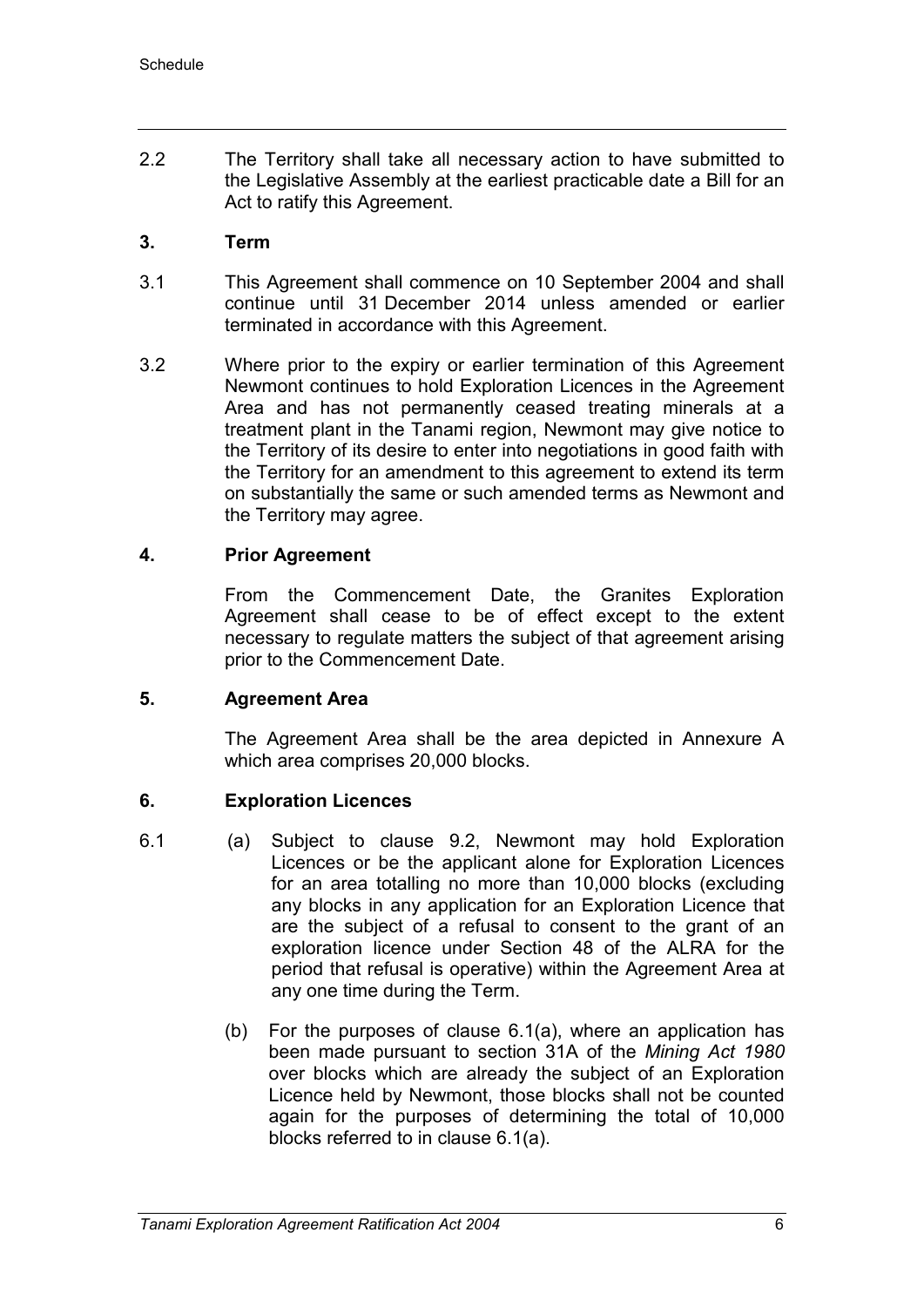2.2 The Territory shall take all necessary action to have submitted to the Legislative Assembly at the earliest practicable date a Bill for an Act to ratify this Agreement.

## 3. Term

3.1 This Agreement shall commence on 10 September 2004 and shall continue until 31 December 2014 unless amended or earlier terminated in accordance with this Agreement.

3.2 Where prior to the expiry or earlier termination of this Agreement Newmont continues to hold Exploration Licences in the Agreement Area and has not permanently ceased treating minerals at a treatment plant in the Tanami region, Newmont may give notice to the Territory of its desire to enter into negotiations in good faith with the Territory for an amendment to this agreement to extend its term on substantially the same or such amended terms as Newmont and the Territory may agree.

## 4. Prior Agreement

From the Commencement Date, the Granites Exploration Agreement shall cease to be of effect except to the extent necessary to regulate matters the subject of that agreement arising prior to the Commencement Date.

## 5. Agreement Area

The Agreement Area shall be the area depicted in Annexure A which area comprises 20,000 blocks.

## 6. Exploration Licences

6.1 (a) Subject to clause 9.2, Newmont may hold Exploration Licences or be the applicant alone for Exploration Licences for an area totalling no more than 10,000 blocks (excluding any blocks in any application for an Exploration Licence that are the subject of a refusal to consent to the grant of an exploration licence under Section 48 of the ALRA for the period that refusal is operative) within the Agreement Area at any one time during the Term.

(b) For the purposes of clause 6.1(a), where an application has been made pursuant to section 31A of the *Mining Act 1980* over blocks which are already the subject of an Exploration Licence held by Newmont, those blocks shall not be counted again for the purposes of determining the total of 10,000 blocks referred to in clause 6.1(a).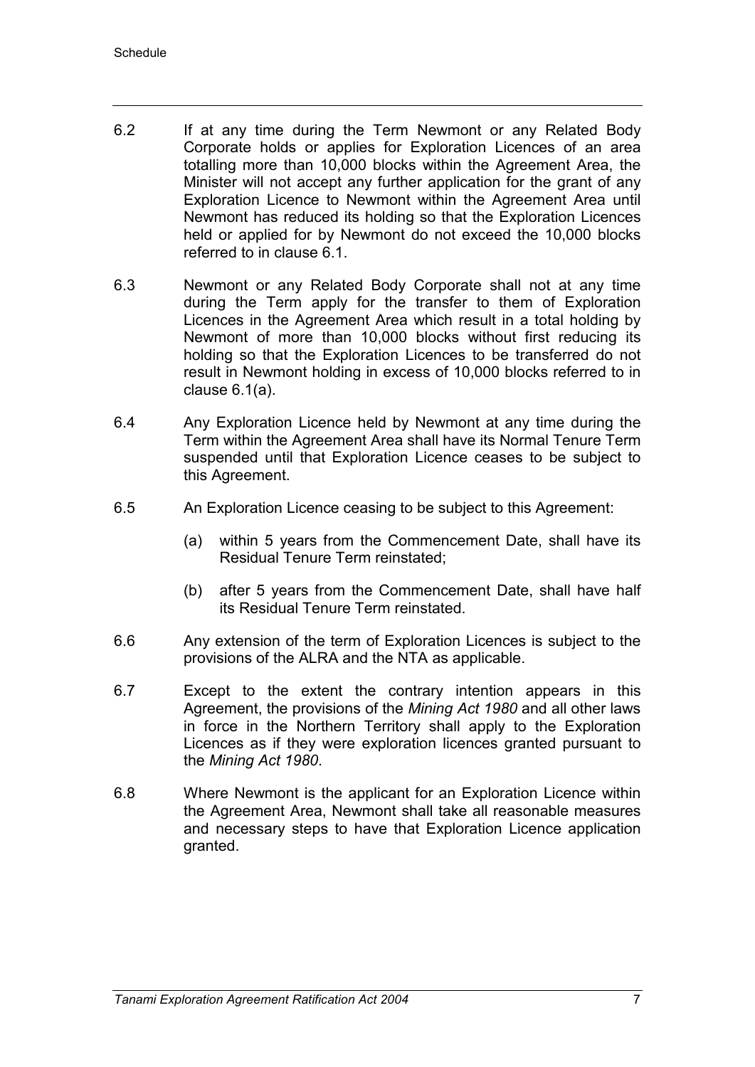6.2 If at any time during the Term Newmont or any Related Body Corporate holds or applies for Exploration Licences of an area totalling more than 10,000 blocks within the Agreement Area, the Minister will not accept any further application for the grant of any Exploration Licence to Newmont within the Agreement Area until Newmont has reduced its holding so that the Exploration Licences held or applied for by Newmont do not exceed the 10,000 blocks referred to in clause 6.1.

6.3 Newmont or any Related Body Corporate shall not at any time during the Term apply for the transfer to them of Exploration Licences in the Agreement Area which result in a total holding by Newmont of more than 10,000 blocks without first reducing its holding so that the Exploration Licences to be transferred do not result in Newmont holding in excess of 10,000 blocks referred to in clause 6.1(a).

6.4 Any Exploration Licence held by Newmont at any time during the Term within the Agreement Area shall have its Normal Tenure Term suspended until that Exploration Licence ceases to be subject to this Agreement.

6.5 An Exploration Licence ceasing to be subject to this Agreement:

(a) within 5 years from the Commencement Date, shall have its Residual Tenure Term reinstated;

(b) after 5 years from the Commencement Date, shall have half its Residual Tenure Term reinstated.

6.6 Any extension of the term of Exploration Licences is subject to the provisions of the ALRA and the NTA as applicable.

6.7 Except to the extent the contrary intention appears in this Agreement, the provisions of the *Mining Act 1980* and all other laws in force in the Northern Territory shall apply to the Exploration Licences as if they were exploration licences granted pursuant to the *Mining Act 1980*.

6.8 Where Newmont is the applicant for an Exploration Licence within the Agreement Area, Newmont shall take all reasonable measures and necessary steps to have that Exploration Licence application granted.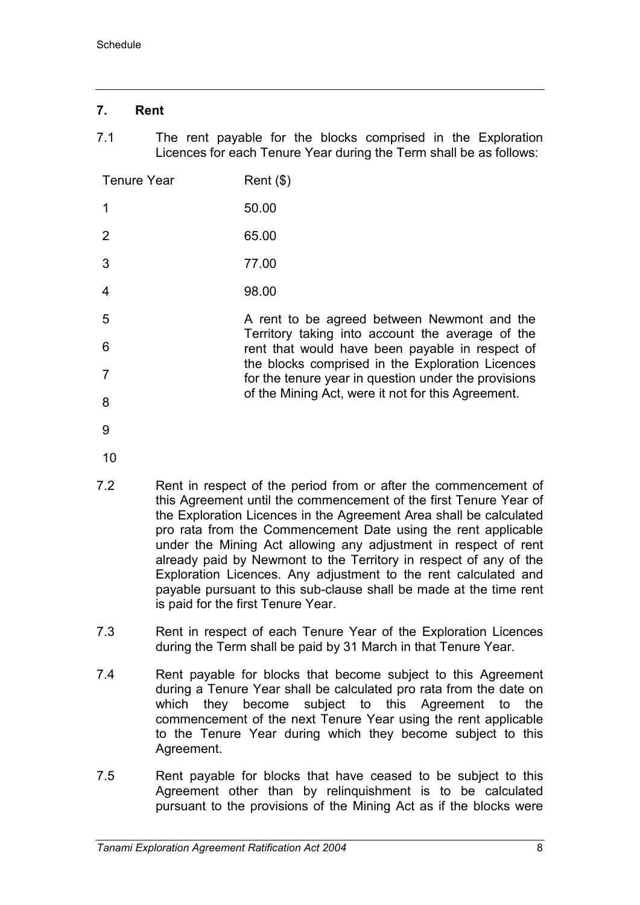## 7. Rent

7.1 The rent payable for the blocks comprised in the Exploration Licences for each Tenure Year during the Term shall be as follows:

| Tenure Year | Rent ($) |
|---|---|
| 1 | 50.00 |
| 2 | 65.00 |
| 3 | 77.00 |
| 4 | 98.00 |
| 5<br>6<br>7<br>8<br>9<br>10 | A rent to be agreed between Newmont and the Territory taking into account the average of the rent that would have been payable in respect of the blocks comprised in the Exploration Licences for the tenure year in question under the provisions of the Mining Act, were it not for this Agreement. |

7.2 Rent in respect of the period from or after the commencement of this Agreement until the commencement of the first Tenure Year of the Exploration Licences in the Agreement Area shall be calculated pro rata from the Commencement Date using the rent applicable under the Mining Act allowing any adjustment in respect of rent already paid by Newmont to the Territory in respect of any of the Exploration Licences. Any adjustment to the rent calculated and payable pursuant to this sub-clause shall be made at the time rent is paid for the first Tenure Year.

7.3 Rent in respect of each Tenure Year of the Exploration Licences during the Term shall be paid by 31 March in that Tenure Year.

7.4 Rent payable for blocks that become subject to this Agreement during a Tenure Year shall be calculated pro rata from the date on which they become subject to this Agreement to the commencement of the next Tenure Year using the rent applicable to the Tenure Year during which they become subject to this Agreement.

7.5 Rent payable for blocks that have ceased to be subject to this Agreement other than by relinquishment is to be calculated pursuant to the provisions of the Mining Act as if the blocks were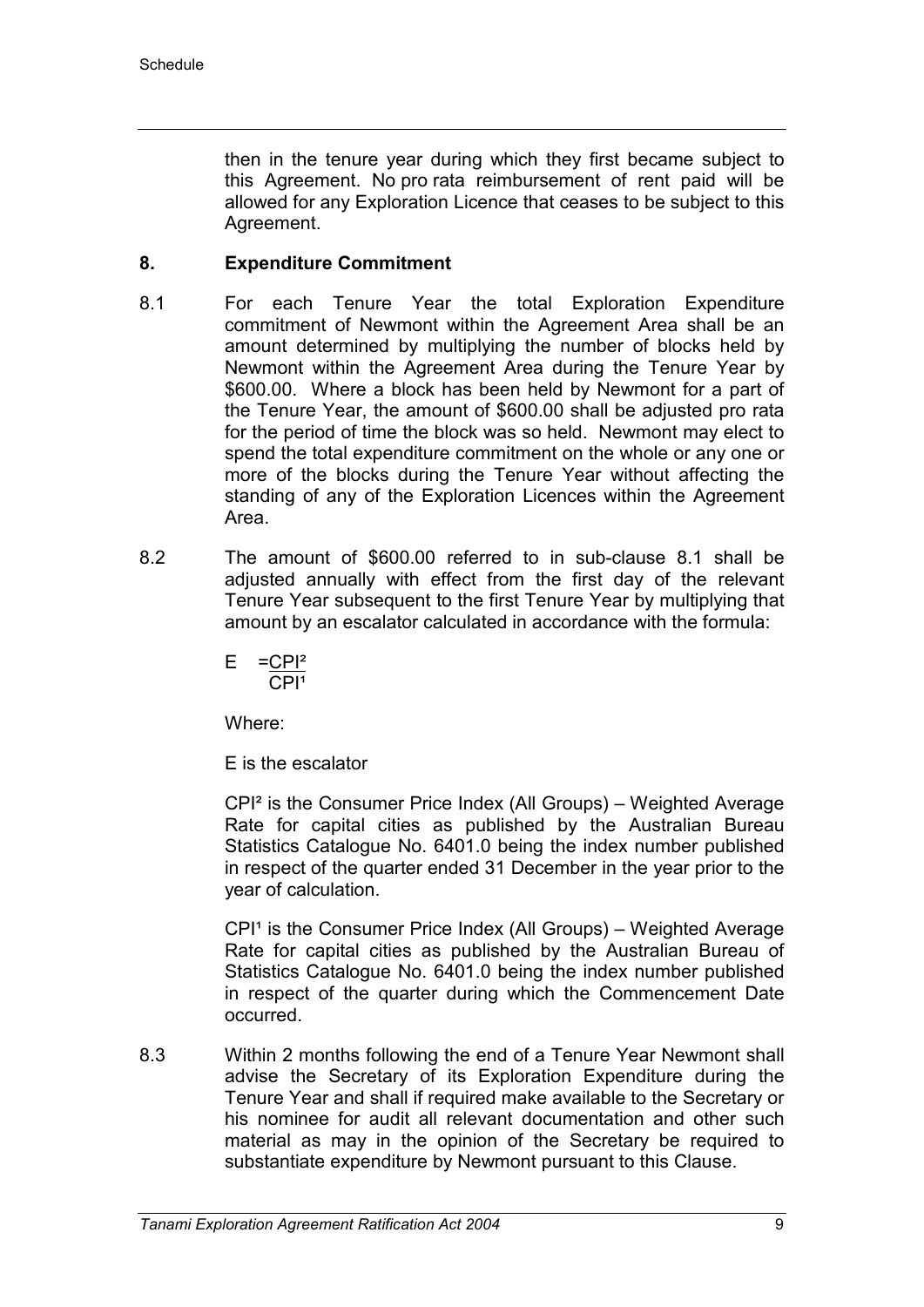then in the tenure year during which they first became subject to this Agreement. No pro rata reimbursement of rent paid will be allowed for any Exploration Licence that ceases to be subject to this Agreement.

## 8. Expenditure Commitment

8.1 For each Tenure Year the total Exploration Expenditure commitment of Newmont within the Agreement Area shall be an amount determined by multiplying the number of blocks held by Newmont within the Agreement Area during the Tenure Year by $600.00. Where a block has been held by Newmont for a part of the Tenure Year, the amount of $600.00 shall be adjusted pro rata for the period of time the block was so held. Newmont may elect to spend the total expenditure commitment on the whole or any one or more of the blocks during the Tenure Year without affecting the standing of any of the Exploration Licences within the Agreement Area.

8.2 The amount of $600.00 referred to in sub-clause 8.1 shall be adjusted annually with effect from the first day of the relevant Tenure Year subsequent to the first Tenure Year by multiplying that amount by an escalator calculated in accordance with the formula:

$$E = \frac{CPI^2}{CPI^1}$$

Where:

E is the escalator

$CPI^2$ is the Consumer Price Index (All Groups) – Weighted Average Rate for capital cities as published by the Australian Bureau Statistics Catalogue No. 6401.0 being the index number published in respect of the quarter ended 31 December in the year prior to the year of calculation.

$CPI^1$ is the Consumer Price Index (All Groups) – Weighted Average Rate for capital cities as published by the Australian Bureau of Statistics Catalogue No. 6401.0 being the index number published in respect of the quarter during which the Commencement Date occurred.

8.3 Within 2 months following the end of a Tenure Year Newmont shall advise the Secretary of its Exploration Expenditure during the Tenure Year and shall if required make available to the Secretary or his nominee for audit all relevant documentation and other such material as may in the opinion of the Secretary be required to substantiate expenditure by Newmont pursuant to this Clause.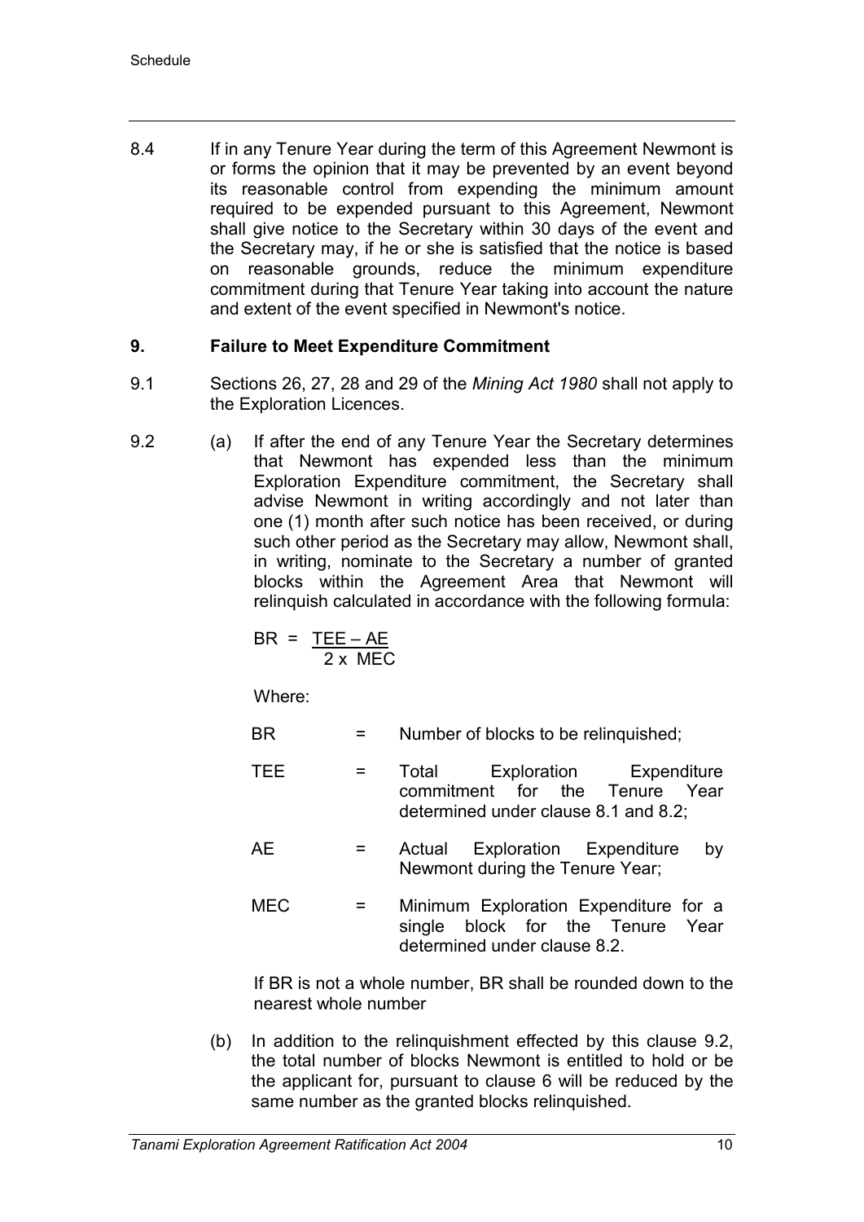8.4 If in any Tenure Year during the term of this Agreement Newmont is or forms the opinion that it may be prevented by an event beyond its reasonable control from expending the minimum amount required to be expended pursuant to this Agreement, Newmont shall give notice to the Secretary within 30 days of the event and the Secretary may, if he or she is satisfied that the notice is based on reasonable grounds, reduce the minimum expenditure commitment during that Tenure Year taking into account the nature and extent of the event specified in Newmont's notice.

## 9. Failure to Meet Expenditure Commitment

9.1 Sections 26, 27, 28 and 29 of the *Mining Act 1980* shall not apply to the Exploration Licences.

9.2 (a) If after the end of any Tenure Year the Secretary determines that Newmont has expended less than the minimum Exploration Expenditure commitment, the Secretary shall advise Newmont in writing accordingly and not later than one (1) month after such notice has been received, or during such other period as the Secretary may allow, Newmont shall, in writing, nominate to the Secretary a number of granted blocks within the Agreement Area that Newmont will relinquish calculated in accordance with the following formula:

$$BR = \frac{TEE - AE}{2 \times MEC}$$

Where:

| | | |
|---|---|---|
| BR | = | Number of blocks to be relinquished; |
| TEE | = | Total Exploration Expenditure commitment for the Tenure Year determined under clause 8.1 and 8.2; |
| AE | = | Actual Exploration Expenditure by Newmont during the Tenure Year; |
| MEC | = | Minimum Exploration Expenditure for a single block for the Tenure Year determined under clause 8.2. |

If BR is not a whole number, BR shall be rounded down to the nearest whole number

(b) In addition to the relinquishment effected by this clause 9.2, the total number of blocks Newmont is entitled to hold or be the applicant for, pursuant to clause 6 will be reduced by the same number as the granted blocks relinquished.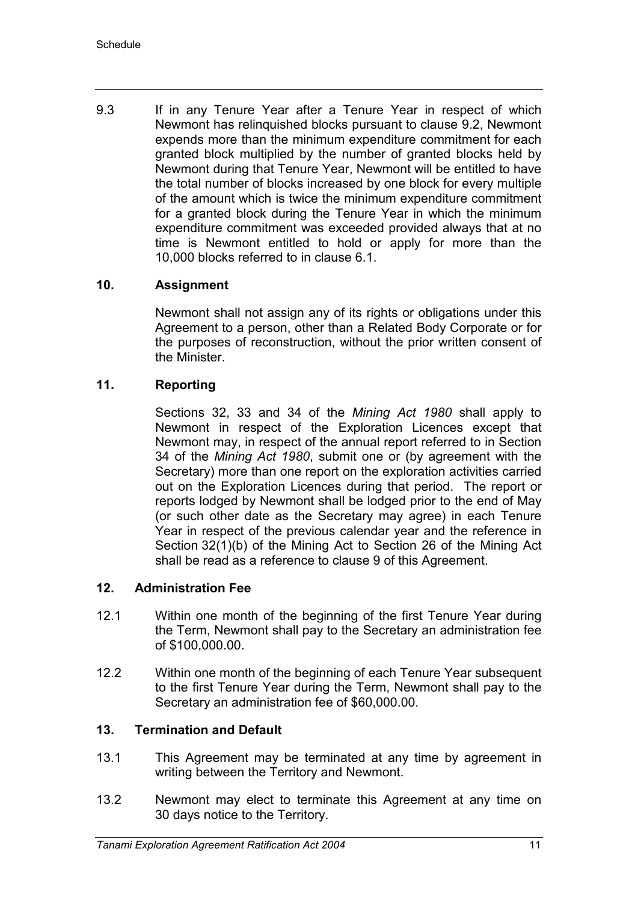9.3 If in any Tenure Year after a Tenure Year in respect of which Newmont has relinquished blocks pursuant to clause 9.2, Newmont expends more than the minimum expenditure commitment for each granted block multiplied by the number of granted blocks held by Newmont during that Tenure Year, Newmont will be entitled to have the total number of blocks increased by one block for every multiple of the amount which is twice the minimum expenditure commitment for a granted block during the Tenure Year in which the minimum expenditure commitment was exceeded provided always that at no time is Newmont entitled to hold or apply for more than the 10,000 blocks referred to in clause 6.1.

## 10. Assignment

Newmont shall not assign any of its rights or obligations under this Agreement to a person, other than a Related Body Corporate or for the purposes of reconstruction, without the prior written consent of the Minister.

## 11. Reporting

Sections 32, 33 and 34 of the *Mining Act 1980* shall apply to Newmont in respect of the Exploration Licences except that Newmont may, in respect of the annual report referred to in Section 34 of the *Mining Act 1980*, submit one or (by agreement with the Secretary) more than one report on the exploration activities carried out on the Exploration Licences during that period. The report or reports lodged by Newmont shall be lodged prior to the end of May (or such other date as the Secretary may agree) in each Tenure Year in respect of the previous calendar year and the reference in Section 32(1)(b) of the Mining Act to Section 26 of the Mining Act shall be read as a reference to clause 9 of this Agreement.

## 12. Administration Fee

12.1 Within one month of the beginning of the first Tenure Year during the Term, Newmont shall pay to the Secretary an administration fee of $100,000.00.

12.2 Within one month of the beginning of each Tenure Year subsequent to the first Tenure Year during the Term, Newmont shall pay to the Secretary an administration fee of $60,000.00.

## 13. Termination and Default

13.1 This Agreement may be terminated at any time by agreement in writing between the Territory and Newmont.

13.2 Newmont may elect to terminate this Agreement at any time on 30 days notice to the Territory.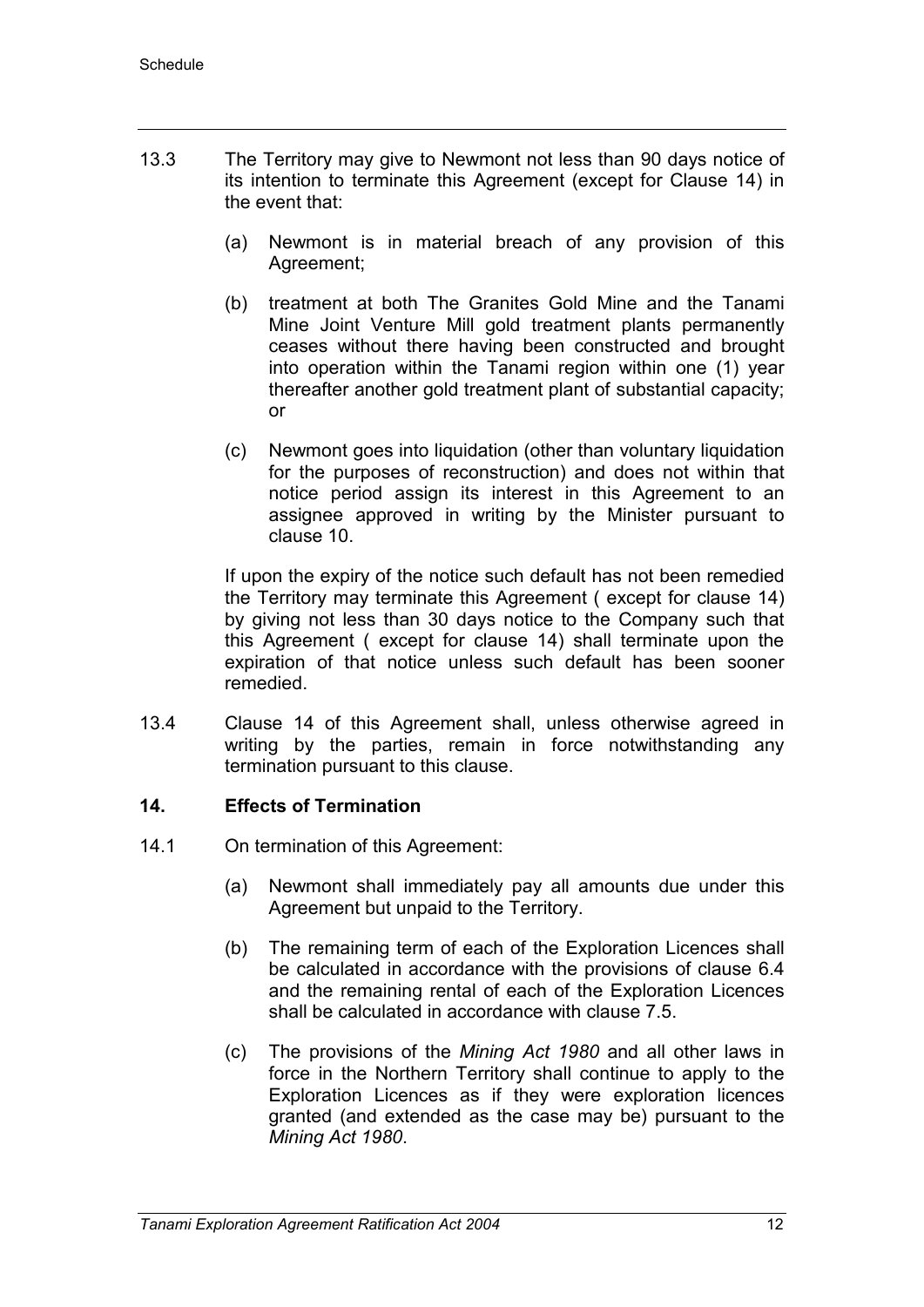13.3 The Territory may give to Newmont not less than 90 days notice of its intention to terminate this Agreement (except for Clause 14) in the event that:

(a) Newmont is in material breach of any provision of this Agreement;

(b) treatment at both The Granites Gold Mine and the Tanami Mine Joint Venture Mill gold treatment plants permanently ceases without there having been constructed and brought into operation within the Tanami region within one (1) year thereafter another gold treatment plant of substantial capacity; or

(c) Newmont goes into liquidation (other than voluntary liquidation for the purposes of reconstruction) and does not within that notice period assign its interest in this Agreement to an assignee approved in writing by the Minister pursuant to clause 10.

If upon the expiry of the notice such default has not been remedied the Territory may terminate this Agreement ( except for clause 14) by giving not less than 30 days notice to the Company such that this Agreement ( except for clause 14) shall terminate upon the expiration of that notice unless such default has been sooner remedied.

13.4 Clause 14 of this Agreement shall, unless otherwise agreed in writing by the parties, remain in force notwithstanding any termination pursuant to this clause.

## 14. Effects of Termination

14.1 On termination of this Agreement:

(a) Newmont shall immediately pay all amounts due under this Agreement but unpaid to the Territory.

(b) The remaining term of each of the Exploration Licences shall be calculated in accordance with the provisions of clause 6.4 and the remaining rental of each of the Exploration Licences shall be calculated in accordance with clause 7.5.

(c) The provisions of the *Mining Act 1980* and all other laws in force in the Northern Territory shall continue to apply to the Exploration Licences as if they were exploration licences granted (and extended as the case may be) pursuant to the *Mining Act 1980*.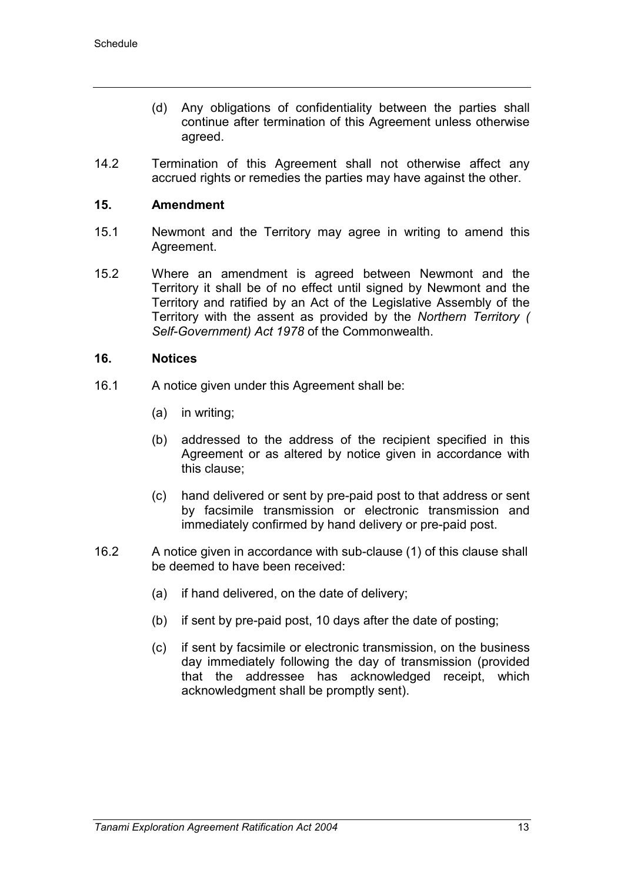(d) Any obligations of confidentiality between the parties shall continue after termination of this Agreement unless otherwise agreed.

14.2 Termination of this Agreement shall not otherwise affect any accrued rights or remedies the parties may have against the other.

**15. Amendment**

15.1 Newmont and the Territory may agree in writing to amend this Agreement.

15.2 Where an amendment is agreed between Newmont and the Territory it shall be of no effect until signed by Newmont and the Territory and ratified by an Act of the Legislative Assembly of the Territory with the assent as provided by the *Northern Territory ( Self-Government) Act 1978* of the Commonwealth.

**16. Notices**

16.1 A notice given under this Agreement shall be:

(a) in writing;

(b) addressed to the address of the recipient specified in this Agreement or as altered by notice given in accordance with this clause;

(c) hand delivered or sent by pre-paid post to that address or sent by facsimile transmission or electronic transmission and immediately confirmed by hand delivery or pre-paid post.

16.2 A notice given in accordance with sub-clause (1) of this clause shall be deemed to have been received:

(a) if hand delivered, on the date of delivery;

(b) if sent by pre-paid post, 10 days after the date of posting;

(c) if sent by facsimile or electronic transmission, on the business day immediately following the day of transmission (provided that the addressee has acknowledged receipt, which acknowledgment shall be promptly sent).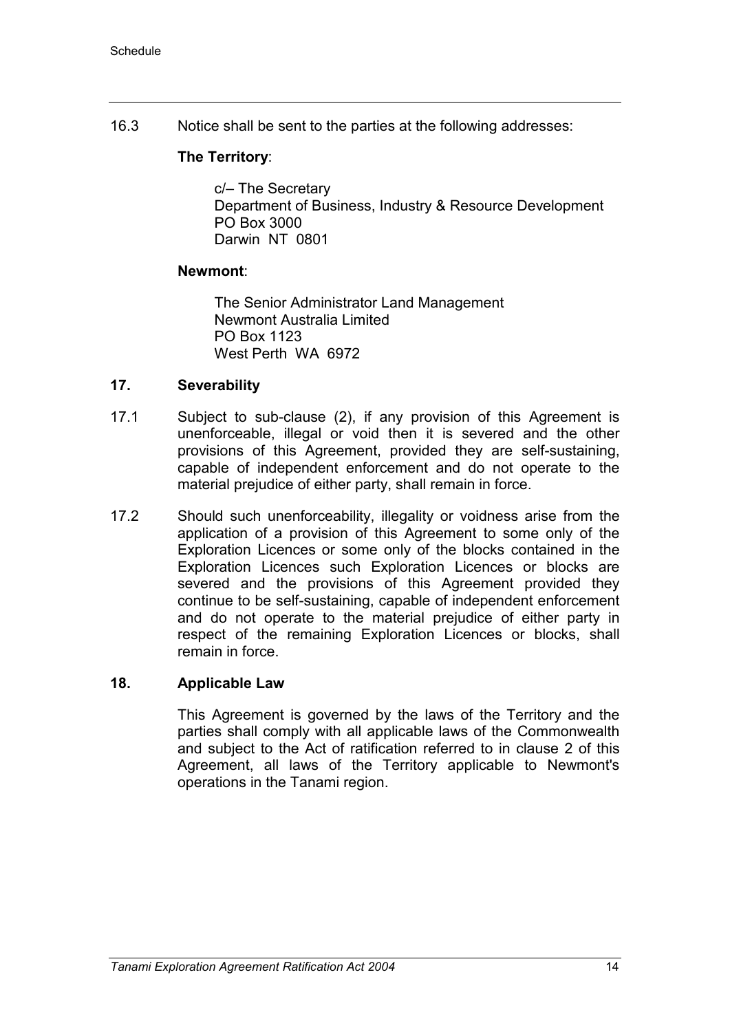16.3 Notice shall be sent to the parties at the following addresses:

**The Territory**:

c/– The Secretary
Department of Business, Industry & Resource Development
PO Box 3000
Darwin NT 0801

**Newmont**:

The Senior Administrator Land Management
Newmont Australia Limited
PO Box 1123
West Perth WA 6972

## 17. Severability

17.1 Subject to sub-clause (2), if any provision of this Agreement is unenforceable, illegal or void then it is severed and the other provisions of this Agreement, provided they are self-sustaining, capable of independent enforcement and do not operate to the material prejudice of either party, shall remain in force.

17.2 Should such unenforceability, illegality or voidness arise from the application of a provision of this Agreement to some only of the Exploration Licences or some only of the blocks contained in the Exploration Licences such Exploration Licences or blocks are severed and the provisions of this Agreement provided they continue to be self-sustaining, capable of independent enforcement and do not operate to the material prejudice of either party in respect of the remaining Exploration Licences or blocks, shall remain in force.

## 18. Applicable Law

This Agreement is governed by the laws of the Territory and the parties shall comply with all applicable laws of the Commonwealth and subject to the Act of ratification referred to in clause 2 of this Agreement, all laws of the Territory applicable to Newmont's operations in the Tanami region.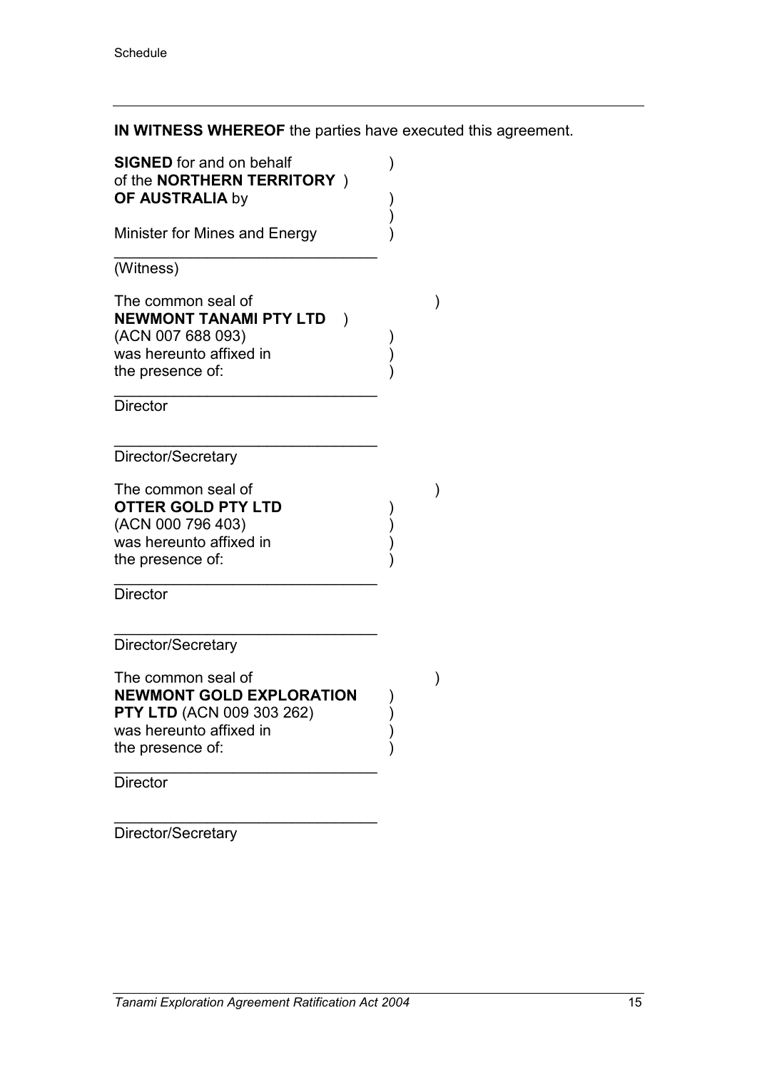**IN WITNESS WHEREOF** the parties have executed this agreement.

**SIGNED** for and on behalf of the **NORTHERN TERRITORY OF AUSTRALIA** by

Minister for Mines and Energy

\_\_\_\_\_\_\_\_\_\_\_\_\_\_\_\_\_\_\_\_\_\_\_\_\_\_\_\_\_\_

(Witness)

The common seal of **NEWMONT TANAMI PTY LTD** (ACN 007 688 093) was hereunto affixed in the presence of:

\_\_\_\_\_\_\_\_\_\_\_\_\_\_\_\_\_\_\_\_\_\_\_\_\_\_\_\_\_\_

Director

\_\_\_\_\_\_\_\_\_\_\_\_\_\_\_\_\_\_\_\_\_\_\_\_\_\_\_\_\_\_

Director/Secretary

The common seal of **OTTER GOLD PTY LTD** (ACN 000 796 403) was hereunto affixed in the presence of:

\_\_\_\_\_\_\_\_\_\_\_\_\_\_\_\_\_\_\_\_\_\_\_\_\_\_\_\_\_\_

Director

\_\_\_\_\_\_\_\_\_\_\_\_\_\_\_\_\_\_\_\_\_\_\_\_\_\_\_\_\_\_

Director/Secretary

The common seal of **NEWMONT GOLD EXPLORATION PTY LTD** (ACN 009 303 262) was hereunto affixed in the presence of:

\_\_\_\_\_\_\_\_\_\_\_\_\_\_\_\_\_\_\_\_\_\_\_\_\_\_\_\_\_\_

Director

\_\_\_\_\_\_\_\_\_\_\_\_\_\_\_\_\_\_\_\_\_\_\_\_\_\_\_\_\_\_

Director/Secretary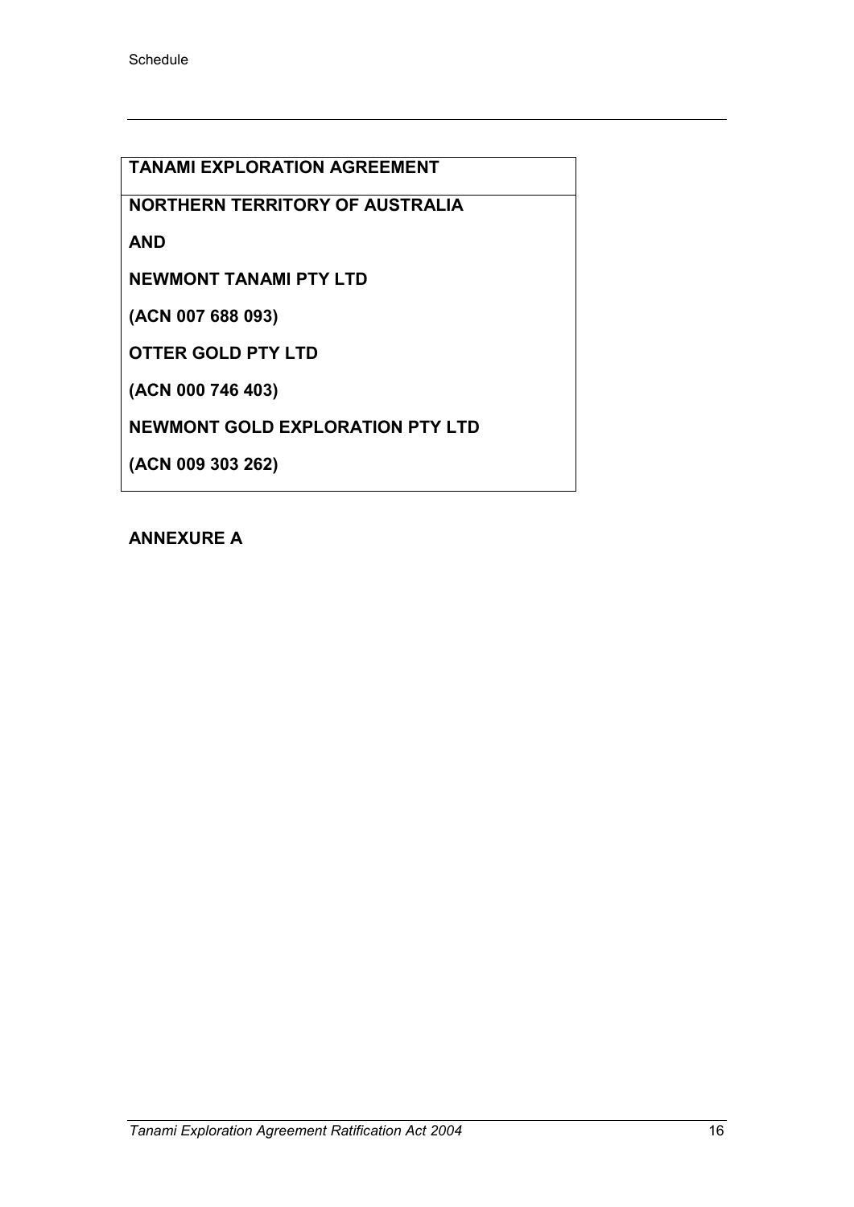**TANAMI EXPLORATION AGREEMENT**

**NORTHERN TERRITORY OF AUSTRALIA**

**AND**

**NEWMONT TANAMI PTY LTD**

**(ACN 007 688 093)**

**OTTER GOLD PTY LTD**

**(ACN 000 746 403)**

**NEWMONT GOLD EXPLORATION PTY LTD**

**(ACN 009 303 262)**

**ANNEXURE A**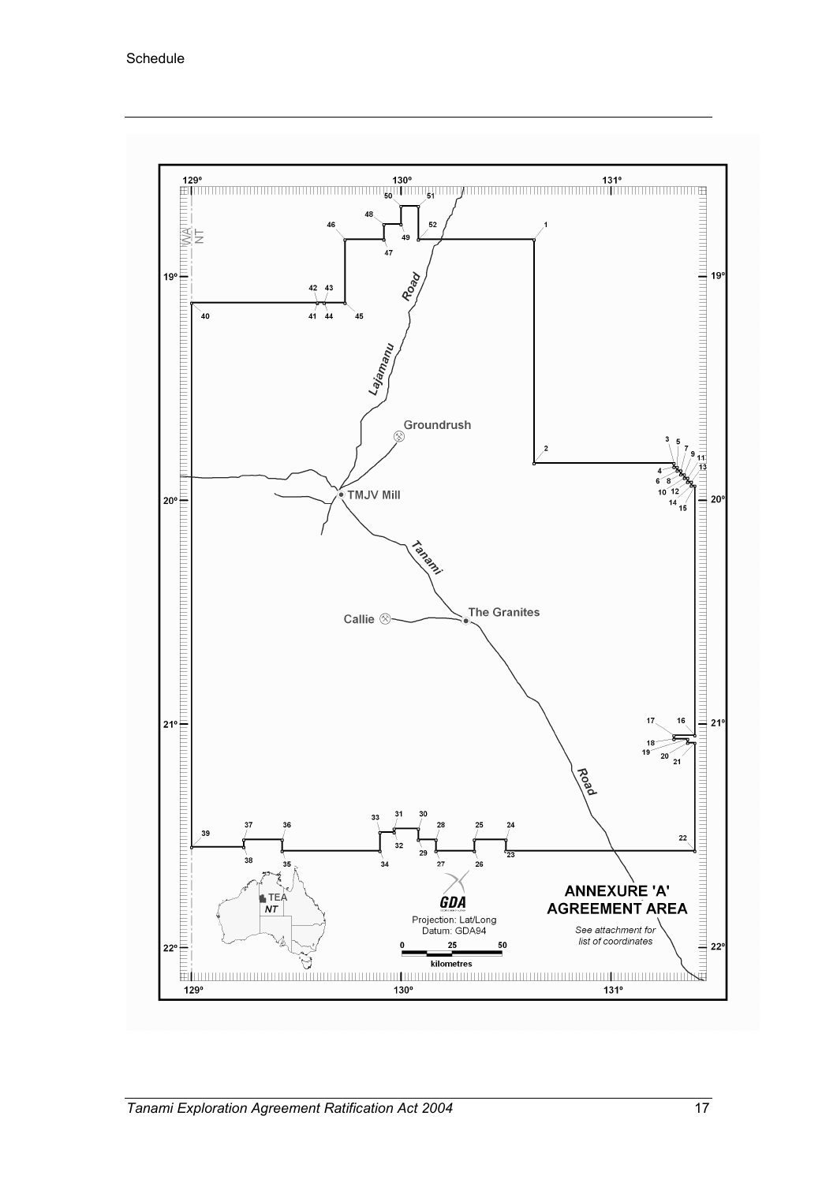## ANNEXURE 'A' AGREEMENT AREA

*See attachment for list of coordinates*

Projection: Lat/Long

Datum: GDA94

0 25 50

kilometres

129º 130º 131º

19º 20º 21º 22º

WA NT

Groundrush

TMJV Mill

Callie

The Granites

Lajamanu Road

Tanami Road

TEA NT

GDA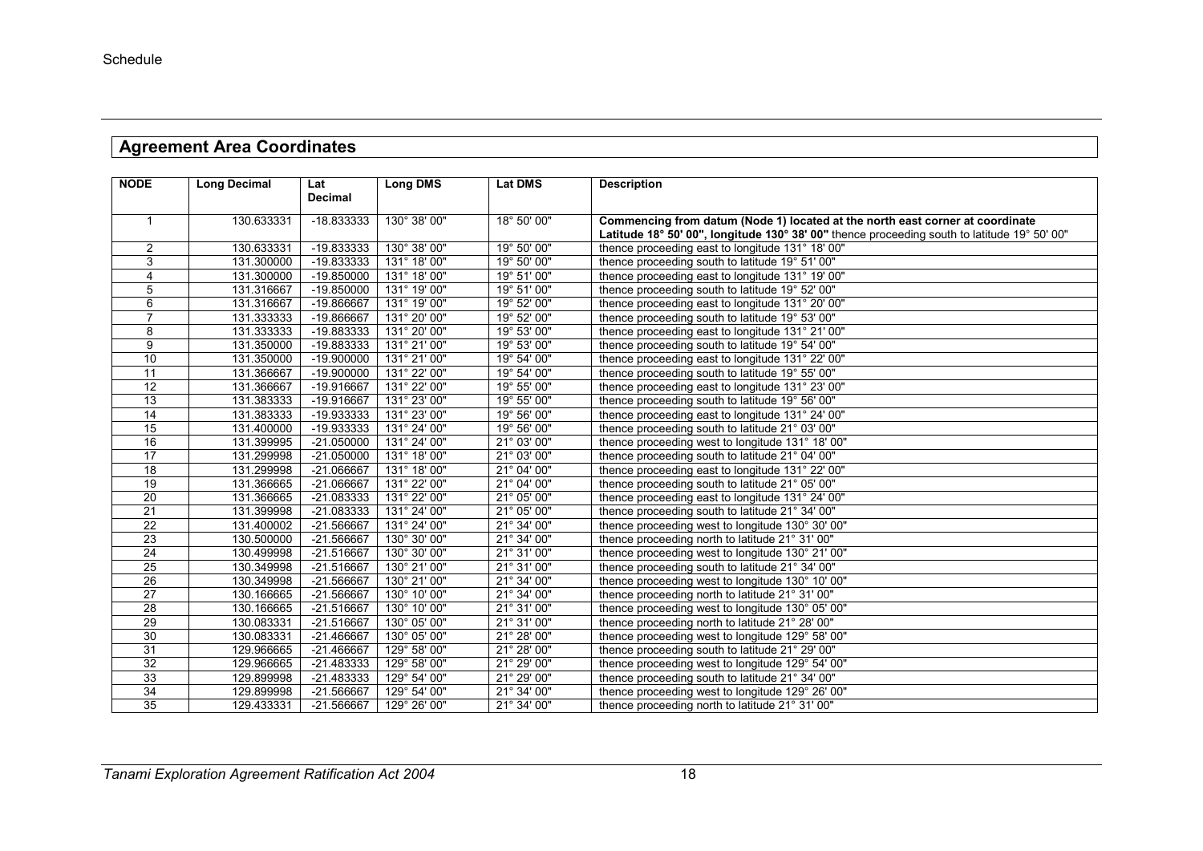Schedule

## Agreement Area Coordinates

| NODE | Long Decimal | Lat Decimal | Long DMS | Lat DMS | Description |
|---|---|---|---|---|---|
| 1 | 130.633331 | -18.833333 | 130° 38' 00" | 18° 50' 00" | **Commencing from datum (Node 1) located at the north east corner at coordinate Latitude 18° 50' 00", longitude 130° 38' 00"** thence proceeding south to latitude 19° 50' 00" |
| 2 | 130.633331 | -19.833333 | 130° 38' 00" | 19° 50' 00" | thence proceeding east to longitude 131° 18' 00" |
| 3 | 131.300000 | -19.833333 | 131° 18' 00" | 19° 50' 00" | thence proceeding south to latitude 19° 51' 00" |
| 4 | 131.300000 | -19.850000 | 131° 18' 00" | 19° 51' 00" | thence proceeding east to longitude 131° 19' 00" |
| 5 | 131.316667 | -19.850000 | 131° 19' 00" | 19° 51' 00" | thence proceeding south to latitude 19° 52' 00" |
| 6 | 131.316667 | -19.866667 | 131° 19' 00" | 19° 52' 00" | thence proceeding east to longitude 131° 20' 00" |
| 7 | 131.333333 | -19.866667 | 131° 20' 00" | 19° 52' 00" | thence proceeding south to latitude 19° 53' 00" |
| 8 | 131.333333 | -19.883333 | 131° 20' 00" | 19° 53' 00" | thence proceeding east to longitude 131° 21' 00" |
| 9 | 131.350000 | -19.883333 | 131° 21' 00" | 19° 53' 00" | thence proceeding south to latitude 19° 54' 00" |
| 10 | 131.350000 | -19.900000 | 131° 21' 00" | 19° 54' 00" | thence proceeding east to longitude 131° 22' 00" |
| 11 | 131.366667 | -19.900000 | 131° 22' 00" | 19° 54' 00" | thence proceeding south to latitude 19° 55' 00" |
| 12 | 131.366667 | -19.916667 | 131° 22' 00" | 19° 55' 00" | thence proceeding east to longitude 131° 23' 00" |
| 13 | 131.383333 | -19.916667 | 131° 23' 00" | 19° 55' 00" | thence proceeding south to latitude 19° 56' 00" |
| 14 | 131.383333 | -19.933333 | 131° 23' 00" | 19° 56' 00" | thence proceeding east to longitude 131° 24' 00" |
| 15 | 131.400000 | -19.933333 | 131° 24' 00" | 19° 56' 00" | thence proceeding south to latitude 21° 03' 00" |
| 16 | 131.399995 | -21.050000 | 131° 24' 00" | 21° 03' 00" | thence proceeding west to longitude 131° 18' 00" |
| 17 | 131.299998 | -21.050000 | 131° 18' 00" | 21° 03' 00" | thence proceeding south to latitude 21° 04' 00" |
| 18 | 131.299998 | -21.066667 | 131° 18' 00" | 21° 04' 00" | thence proceeding east to longitude 131° 22' 00" |
| 19 | 131.366665 | -21.066667 | 131° 22' 00" | 21° 04' 00" | thence proceeding south to latitude 21° 05' 00" |
| 20 | 131.366665 | -21.083333 | 131° 22' 00" | 21° 05' 00" | thence proceeding east to longitude 131° 24' 00" |
| 21 | 131.399998 | -21.083333 | 131° 24' 00" | 21° 05' 00" | thence proceeding south to latitude 21° 34' 00" |
| 22 | 131.400002 | -21.566667 | 131° 24' 00" | 21° 34' 00" | thence proceeding west to longitude 130° 30' 00" |
| 23 | 130.500000 | -21.566667 | 130° 30' 00" | 21° 34' 00" | thence proceeding north to latitude 21° 31' 00" |
| 24 | 130.499998 | -21.516667 | 130° 30' 00" | 21° 31' 00" | thence proceeding west to longitude 130° 21' 00" |
| 25 | 130.349998 | -21.516667 | 130° 21' 00" | 21° 31' 00" | thence proceeding south to latitude 21° 34' 00" |
| 26 | 130.349998 | -21.566667 | 130° 21' 00" | 21° 34' 00" | thence proceeding west to longitude 130° 10' 00" |
| 27 | 130.166665 | -21.566667 | 130° 10' 00" | 21° 34' 00" | thence proceeding north to latitude 21° 31' 00" |
| 28 | 130.166665 | -21.516667 | 130° 10' 00" | 21° 31' 00" | thence proceeding west to longitude 130° 05' 00" |
| 29 | 130.083331 | -21.516667 | 130° 05' 00" | 21° 31' 00" | thence proceeding north to latitude 21° 28' 00" |
| 30 | 130.083331 | -21.466667 | 130° 05' 00" | 21° 28' 00" | thence proceeding west to longitude 129° 58' 00" |
| 31 | 129.966665 | -21.466667 | 129° 58' 00" | 21° 28' 00" | thence proceeding south to latitude 21° 29' 00" |
| 32 | 129.966665 | -21.483333 | 129° 58' 00" | 21° 29' 00" | thence proceeding west to longitude 129° 54' 00" |
| 33 | 129.899998 | -21.483333 | 129° 54' 00" | 21° 29' 00" | thence proceeding south to latitude 21° 34' 00" |
| 34 | 129.899998 | -21.566667 | 129° 54' 00" | 21° 34' 00" | thence proceeding west to longitude 129° 26' 00" |
| 35 | 129.433331 | -21.566667 | 129° 26' 00" | 21° 34' 00" | thence proceeding north to latitude 21° 31' 00" |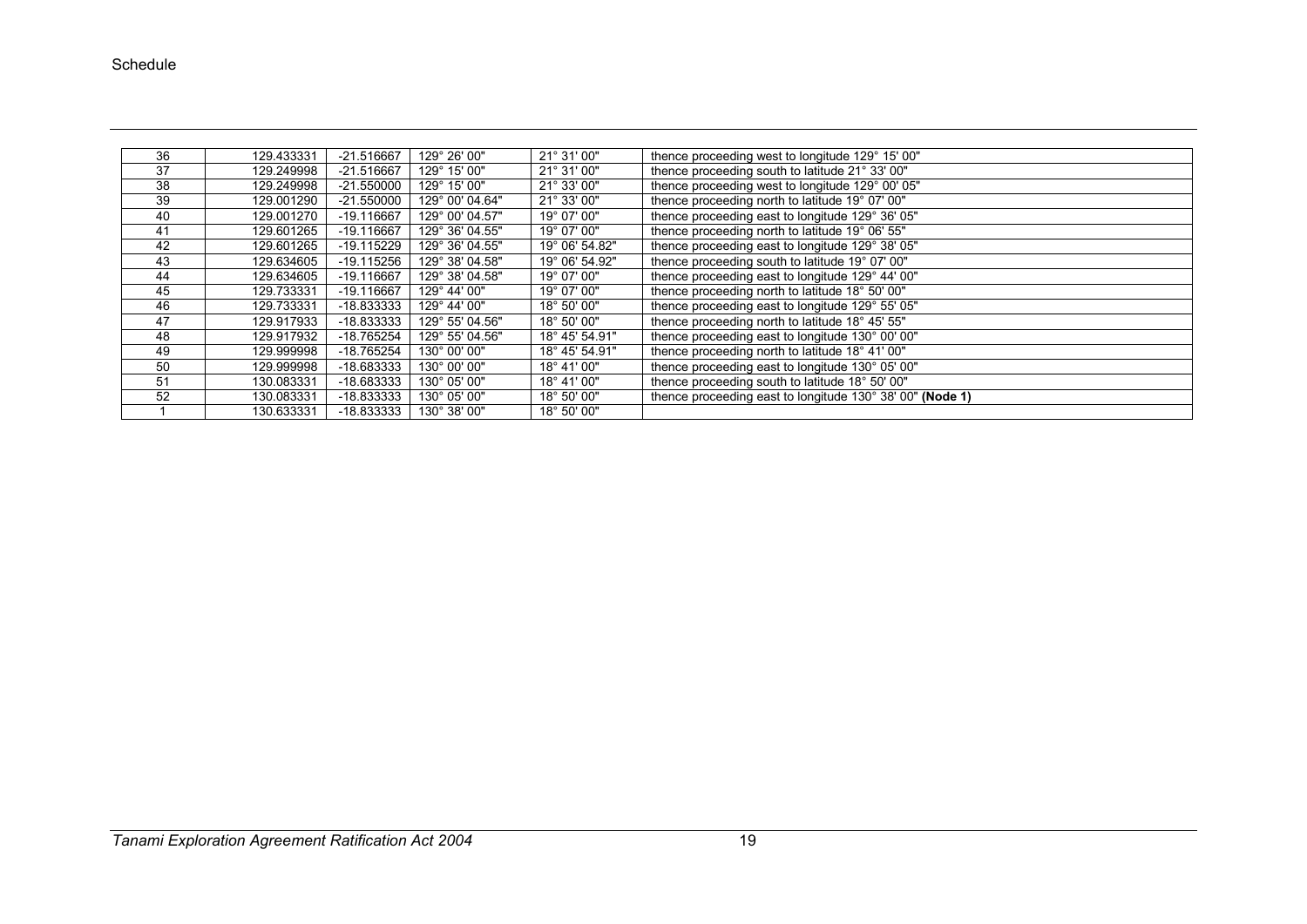| 36 | 129.433331 | -21.516667 | 129° 26' 00" | 21° 31' 00" | thence proceeding west to longitude 129° 15' 00" |
|---|---|---|---|---|---|
| 37 | 129.249998 | -21.516667 | 129° 15' 00" | 21° 31' 00" | thence proceeding south to latitude 21° 33' 00" |
| 38 | 129.249998 | -21.550000 | 129° 15' 00" | 21° 33' 00" | thence proceeding west to longitude 129° 00' 05" |
| 39 | 129.001290 | -21.550000 | 129° 00' 04.64" | 21° 33' 00" | thence proceeding north to latitude 19° 07' 00" |
| 40 | 129.001270 | -19.116667 | 129° 00' 04.57" | 19° 07' 00" | thence proceeding east to longitude 129° 36' 05" |
| 41 | 129.601265 | -19.116667 | 129° 36' 04.55" | 19° 07' 00" | thence proceeding north to latitude 19° 06' 55" |
| 42 | 129.601265 | -19.115229 | 129° 36' 04.55" | 19° 06' 54.82" | thence proceeding east to longitude 129° 38' 05" |
| 43 | 129.634605 | -19.115256 | 129° 38' 04.58" | 19° 06' 54.92" | thence proceeding south to latitude 19° 07' 00" |
| 44 | 129.634605 | -19.116667 | 129° 38' 04.58" | 19° 07' 00" | thence proceeding east to longitude 129° 44' 00" |
| 45 | 129.733331 | -19.116667 | 129° 44' 00" | 19° 07' 00" | thence proceeding north to latitude 18° 50' 00" |
| 46 | 129.733331 | -18.833333 | 129° 44' 00" | 18° 50' 00" | thence proceeding east to longitude 129° 55' 05" |
| 47 | 129.917933 | -18.833333 | 129° 55' 04.56" | 18° 50' 00" | thence proceeding north to latitude 18° 45' 55" |
| 48 | 129.917932 | -18.765254 | 129° 55' 04.56" | 18° 45' 54.91" | thence proceeding east to longitude 130° 00' 00" |
| 49 | 129.999998 | -18.765254 | 130° 00' 00" | 18° 45' 54.91" | thence proceeding north to latitude 18° 41' 00" |
| 50 | 129.999998 | -18.683333 | 130° 00' 00" | 18° 41' 00" | thence proceeding east to longitude 130° 05' 00" |
| 51 | 130.083331 | -18.683333 | 130° 05' 00" | 18° 41' 00" | thence proceeding south to latitude 18° 50' 00" |
| 52 | 130.083331 | -18.833333 | 130° 05' 00" | 18° 50' 00" | thence proceeding east to longitude 130° 38' 00" **(Node 1)** |
| 1 | 130.633331 | -18.833333 | 130° 38' 00" | 18° 50' 00" | |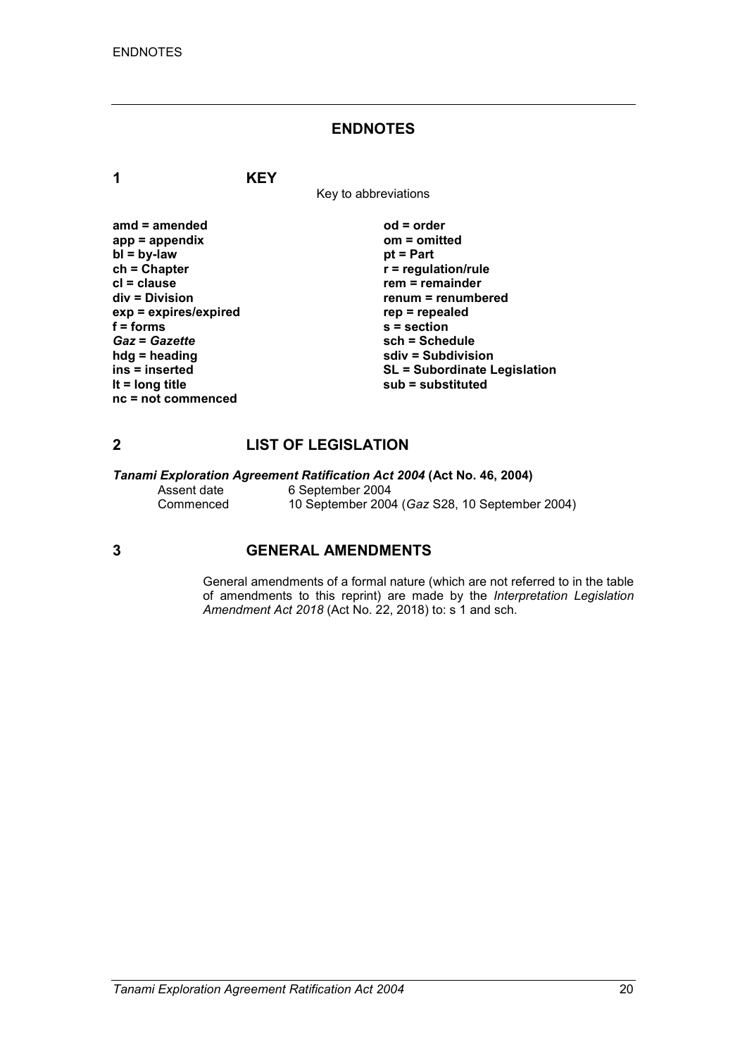# ENDNOTES

## 1 KEY

Key to abbreviations

| | |
|---|---|
| **amd = amended** | **od = order** |
| **app = appendix** | **om = omitted** |
| **bl = by-law** | **pt = Part** |
| **ch = Chapter** | **r = regulation/rule** |
| **cl = clause** | **rem = remainder** |
| **div = Division** | **renum = renumbered** |
| **exp = expires/expired** | **rep = repealed** |
| **f = forms** | **s = section** |
| ***Gaz* = *Gazette*** | **sch = Schedule** |
| **hdg = heading** | **sdiv = Subdivision** |
| **ins = inserted** | **SL = Subordinate Legislation** |
| **lt = long title** | **sub = substituted** |
| **nc = not commenced** | |

## 2 LIST OF LEGISLATION

***Tanami Exploration Agreement Ratification Act 2004* (Act No. 46, 2004)**

| | |
|---|---|
| Assent date | 6 September 2004 |
| Commenced | 10 September 2004 (*Gaz* S28, 10 September 2004) |

## 3 GENERAL AMENDMENTS

General amendments of a formal nature (which are not referred to in the table of amendments to this reprint) are made by the *Interpretation Legislation Amendment Act 2018* (Act No. 22, 2018) to: s 1 and sch.